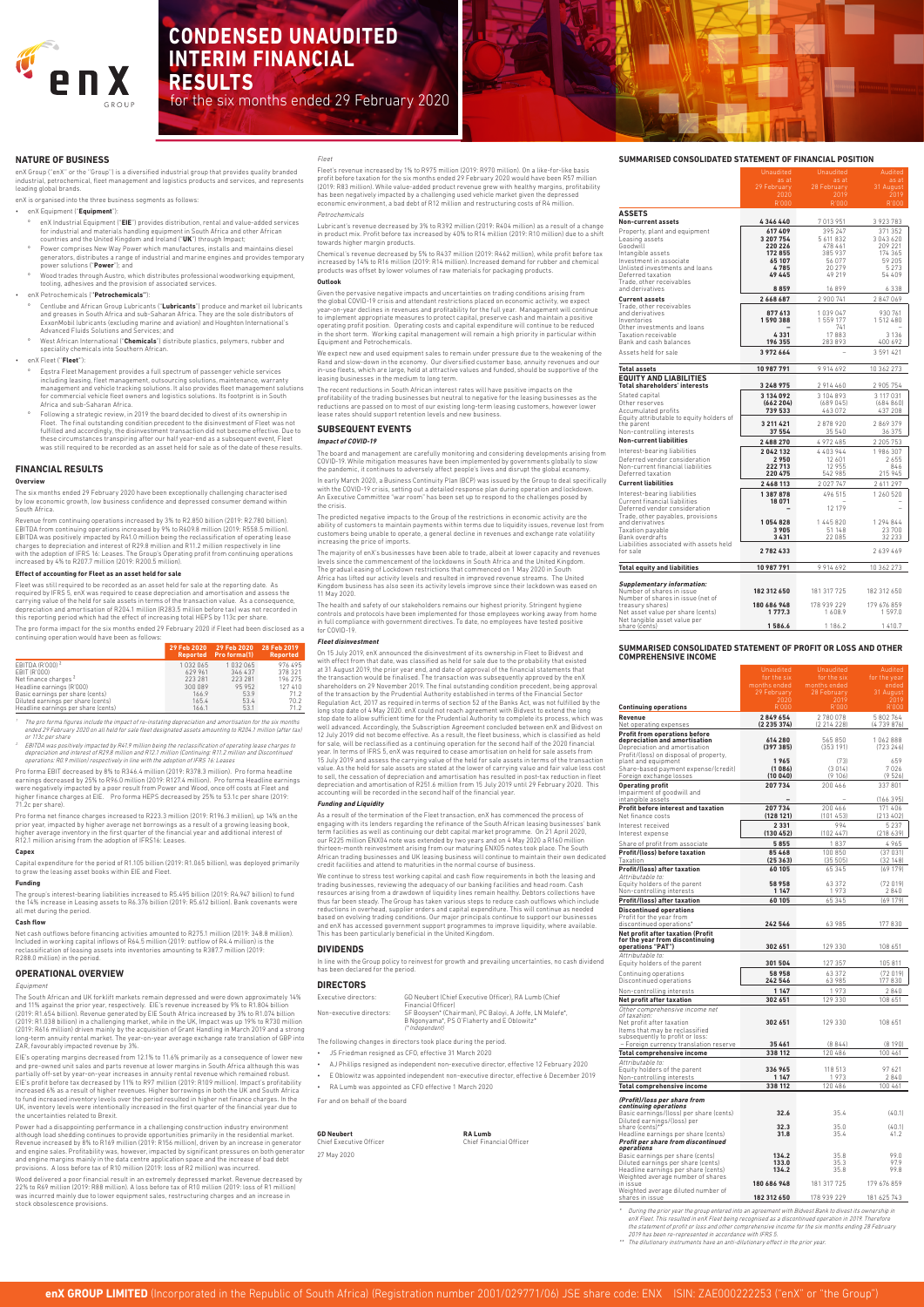# CONDENSED UNAUDITED INTERIM FINANCIAL RESULTS

for the six months ended 29 February 2020

## NATURE OF BUSINESS

enX Group ("enX" or the "Group") is a diversified industrial group that provides quality branded industrial, petrochemical, fleet management and logistics products and services, and represents leading global brands.

enX is organised into the three business segments as follows:

- enX Equipment ("**Equipment**"):
  - enX Industrial Equipment ("**EIE**") provides distribution, rental and value-added services for industrial and materials handling equipment in South Africa and other African countries and the United Kingdom and Ireland ("**UK**") through Impact;
  - Power comprises New Way Power which manufactures, installs and maintains diesel generators, distributes a range of industrial and marine engines and provides temporary power solutions ("**Power**"); and
  - Wood trades through Austro, which distributes professional woodworking equipment, tooling, adhesives and the provision of associated services.
- enX Petrochemicals ("**Petrochemicals**"):
  - Centlube and African Group Lubricants ("**Lubricants**") produce and market oil lubricants and greases in South Africa and sub-Saharan Africa. They are the sole distributors of ExxonMobil lubricants (excluding marine and aviation) and Houghton International's Advanced Fluids Solutions and Services; and
  - West African International ("**Chemicals**") distribute plastics, polymers, rubber and speciality chemicals into Southern African.
- enX Fleet ("**Fleet**"):
  - Eqstra Fleet Management provides a full spectrum of passenger vehicle services including leasing, fleet management, outsourcing solutions, maintenance, warranty management and vehicle tracking solutions. It also provides fleet management solutions for commercial vehicle fleet owners and logistics solutions. Its footprint is in South Africa and sub-Saharan Africa.
  - Following a strategic review, in 2019 the board decided to divest of its ownership in Fleet. The final outstanding condition precedent to the disinvestment of Fleet was not fulfilled and accordingly, the disinvestment transaction did not become effective. Due to these circumstances transpiring after our half year-end as a subsequent event, Fleet was still required to be recorded as an asset held for sale as of the date of these results.

## FINANCIAL RESULTS

### Overview

The six months ended 29 February 2020 have been exceptionally challenging characterised by low economic growth, low business confidence and depressed consumer demand within South Africa.

Revenue from continuing operations increased by 3% to R2.850 billion (2019: R2.780 billion). EBITDA from continuing operations increased by 9% to R609.8 million (2019: R558.5 million). EBITDA was positively impacted by R41.0 million being the reclassification of operating lease charges to depreciation and interest of R29.8 million and R11.2 million respectively in line with the adoption of IFRS 16: Leases. The Group's Operating profit from continuing operations increased by 4% to R207.7 million (2019: R200.5 million).

### Effect of accounting for Fleet as an asset held for sale

Fleet was still required to be recorded as an asset held for sale at the reporting date. As required by IFRS 5, enX was required to cease depreciation and amortisation and assess the carrying value of the held for sale assets in terms of the transaction value. As a consequence, depreciation and amortisation of R204.1 million (R283.5 million before tax) was not recorded in this reporting period which had the effect of increasing total HEPS by 113c per share.

The pro forma impact for the six months ended 29 February 2020 if Fleet had been disclosed as a continuing operation would have been as follows:

| | 29 Feb 2020 Reported | 29 Feb 2020 Pro forma(1) | 28 Feb 2019 Reported |
|---|---|---|---|
| EBITDA (R'000) [2] | 1 032 065 | 1 032 065 | 976 495 |
| EBIT (R'000) | 629 961 | 346 437 | 378 321 |
| Net finance charges [2] | 223 281 | 223 281 | 196 275 |
| Headline earnings (R'000) | 300 089 | 95 952 | 127 410 |
| Basic earnings per share (cents) | 166.9 | 53.9 | 71.2 |
| Diluted earnings per share (cents) | 165.4 | 53.4 | 70.2 |
| Headline earnings per share (cents) | 166.1 | 53.1 | 71.2 |

[1] *The pro forma figures include the impact of re-instating depreciation and amortisation for the six months ended 29 February 2020 on all held for sale fleet designated assets amounting to R204.1 million (after tax) or 113c per share*

[2] *EBITDA was positively impacted by R41.9 million being the reclassification of operating lease charges to depreciation and interest of R29.8 million and R12.1 million (Continuing: R11.2 million and Discontinued operations: R0.9 million) respectively in line with the adoption of IFRS 16: Leases*

Pro forma EBIT decreased by 8% to R346.4 million (2019: R378.3 million). Pro forma Headline earnings decreased by 25% to R96.0 million (2019: R127.4 million). Pro forma Headline earnings were negatively impacted by a poor result from Power and Wood, once off costs at Fleet and higher finance charges at EIE. Pro forma HEPS decreased by 25% to 53.1c per share (2019: 71.2c per share).

Pro forma net finance charges increased to R223.3 million (2019: R196.3 million), up 14% on the prior year, impacted by higher average net borrowings as a result of a growing leasing book, higher average inventory in the first quarter of the financial year and additional interest of R12.1 million arising from the adoption of IFRS16: Leases.

### Capex

Capital expenditure for the period of R1.105 billion (2019: R1.065 billion), was deployed primarily to grow the leasing asset books within EIE and Fleet.

### Funding

The group's interest-bearing liabilities increased to R5.495 billion (2019: R4.947 billion) to fund the 14% increase in Leasing assets to R6.376 billion (2019: R5.612 billion). Bank covenants were all met during the period.

### Cash flow

Net cash outflows before financing activities amounted to R275.1 million (2019: 348.8 million). Included in working capital inflows of R64.5 million (2019: outflow of R4.4 million) is the reclassification of leasing assets into inventories amounting to R387.7 million (2019: R288.0 million) in the period.

## OPERATIONAL OVERVIEW

*Equipment*

The South African and UK forklift markets remain depressed and were down approximately 14% and 11% against the prior year, respectively. EIE's revenue increased by 9% to R1.804 billion (2019: R1.654 billion). Revenue generated by EIE South Africa increased by 3% to R1.074 billion (2019: R1.038 billion) in a challenging market, while in the UK, Impact was up 19% to R730 million (2019: R616 million) driven mainly by the acquisition of Grant Handling in March 2019 and a strong long-term annuity rental market. The year-on-year average exchange rate translation of GBP into ZAR, favourably impacted revenue by 3%.

EIE's operating margins decreased from 12.1% to 11.6% primarily as a consequence of lower new and pre-owned unit sales and parts revenue at lower margins in South Africa although this was partially off-set by year-on-year increases in annuity rental revenue which remained robust. EIE's profit before tax decreased by 11% to R97 million (2019: R109 million). Impact's profitability increased 6% as a result of higher revenues. Higher borrowings in both the UK and South Africa to fund increased inventory levels over the period resulted in higher net finance charges. In the UK, inventory levels were intentionally increased in the first quarter of the financial year due to the uncertainties related to Brexit.

Power had a disappointing performance in a challenging construction industry environment although load shedding continues to provide opportunities primarily in the residential market. Revenue increased by 8% to R169 million (2019: R156 million), driven by an increase in generator and engine sales. Profitability was, however, impacted by significant pressures on both generator and engine margins mainly in the data centre application space and the increase of bad debt provisions. A loss before tax of R10 million (2019: loss of R2 million) was incurred.

Wood delivered a poor financial result in an extremely depressed market. Revenue decreased by 22% to R69 million (2019: R88 million). A loss before tax of R10 million (2019: loss of R1 million) was incurred mainly due to lower equipment sales, restructuring charges and an increase in stock obsolescence provisions.

*Fleet*

Fleet's revenue increased by 1% to R975 million (2019: R970 million). On a like-for-like basis profit before taxation for the six months ended 29 February 2020 would have been R57 million (2019: R83 million). While value-added product revenue grew with healthy margins, profitability has been negatively impacted by a challenging used vehicle market given the depressed economic environment, a bad debt of R12 million and restructuring costs of R4 million.

*Petrochemicals*

Lubricant's revenue decreased by 3% to R392 million (2019: R404 million) as a result of a change in product mix. Profit before tax increased by 40% to R14 million (2019: R10 million) due to a shift towards higher margin products.

Chemical's revenue decreased by 5% to R437 million (2019: R462 million), while profit before tax increased by 14% to R16 million (2019: R14 million). Increased demand for rubber and chemical products was offset by lower volumes of raw materials for packaging products.

### Outlook

Given the pervasive negative impacts and uncertainties on trading conditions arising from the global COVID-19 crisis and attendant restrictions placed on economic activity, we expect year-on-year declines in revenues and profitability for the full year. Management will continue to implement appropriate measures to protect capital, preserve cash and maintain a positive operating profit position. Operating costs and capital expenditure will continue to be reduced in the short term. Working capital management will remain a high priority in particular within Equipment and Petrochemicals.

We expect new and used equipment sales to remain under pressure due to the weakening of the Rand and slow-down in the economy. Our diversified customer base, annuity revenues and our in-use fleets, which are large, held at attractive values and funded, should be supportive of the leasing businesses in the medium to long term.

The recent reductions in South African interest rates will have positive impacts on the profitability of the trading businesses but neutral to negative for the leasing businesses as the reductions are passed on to most of our existing long-term leasing customers, however lower lease rates should support retention levels and new business.

## SUBSEQUENT EVENTS

### *Impact of COVID-19*

The board and management are carefully monitoring and considering developments arising from COVID-19. While mitigation measures have been implemented by governments globally to slow the pandemic, it continues to adversely affect people's lives and disrupt the global economy.

In early March 2020, a Business Continuity Plan (BCP) was issued by the Group to deal specifically with the COVID-19 crisis, setting out a detailed response plan during operation and lockdown. An Executive Committee "war room" has been set up to respond to the challenges posed by the crisis.

The predicted negative impacts to the Group of the restrictions in economic activity are the ability of customers to maintain payments within terms due to liquidity issues, revenue lost from customers being unable to operate, a general decline in revenues and exchange rate volatility increasing the price of imports.

The majority of enX's businesses have been able to trade, albeit at lower capacity and revenues levels since the commencement of the lockdowns in South Africa and the United Kingdom. The gradual easing of Lockdown restrictions that commenced on 1 May 2020 in South Africa has lifted our activity levels and resulted in improved revenue streams. The United Kingdom business has also seen its activity levels improve since their lockdown was eased on 11 May 2020.

The health and safety of our stakeholders remains our highest priority. Stringent hygiene controls and protocols have been implemented for those employees working away from home in full compliance with government directives. To date, no employees have tested positive for COVID-19.

### *Fleet disinvestment*

On 15 July 2019, enX announced the disinvestment of its ownership in Fleet to Bidvest and with effect from that date, was classified as held for sale due to the probability that existed at 31 August 2019, the prior year end, and date of approval of the financial statements that the transaction would be finalised. The transaction was subsequently approved by the enX shareholders on 29 November 2019. The final outstanding condition precedent, being approval of the transaction by the Prudential Authority established in terms of the Financial Sector Regulation Act, 2017 as required in terms of section 52 of the Banks Act, was not fulfilled by the long stop date of 4 May 2020. enX could not reach agreement with Bidvest to extend the long stop date to allow sufficient time for the Prudential Authority to complete its process, which was well advanced. Accordingly, the Subscription Agreement concluded between enX and Bidvest on 12 July 2019 did not become effective. As a result, the fleet business, which is classified as held for sale, will be reclassified as a continuing operation for the second half of the 2020 financial year. In terms of IFRS 5, enX was required to cease amortisation on held for sale assets from 15 July 2019 and assess the carrying value of the held for sale assets in terms of the transaction value. As the held for sale assets are stated at the lower of carrying value and fair value less cost to sell, the cessation of depreciation and amortisation has resulted in post-tax reduction in fleet depreciation and amortisation of R251.6 million from 15 July 2019 until 29 February 2020. This accounting will be recorded in the second half of the financial year.

### *Funding and Liquidity*

As a result of the termination of the Fleet transaction, enX has commenced the process of engaging with its lenders regarding the refinance of the South African leasing businesses' bank term facilities as well as continuing our debt capital market programme. On 21 April 2020, our R225 million ENX04 note was extended by two years and on 4 May 2020 a R160 million thirteen-month reinvestment arising from our maturing ENX05 notes took place. The South African trading businesses and UK leasing business will continue to maintain their own dedicated credit facilities and attend to maturities in the normal course of business.

We continue to stress test working capital and cash flow requirements in both the leasing and trading businesses, reviewing the adequacy of our banking facilities and head room. Cash resources arising from a drawdown of liquidity lines remain healthy. Debtors collections have thus far been steady. The Group has taken various steps to reduce cash outflows which include reductions in overhead, supplier orders and capital expenditure. This will continue as needed based on evolving trading conditions. Our major principals continue to support our businesses and enX has accessed government support programmes to improve liquidity, where available. This has been particularly beneficial in the United Kingdom.

## DIVIDENDS

In line with the Group policy to reinvest for growth and prevailing uncertainties, no cash dividend has been declared for the period.

## DIRECTORS

Executive directors: GD Neubert (Chief Executive Officer), RA Lumb (Chief Financial Officer)

Non-executive directors: SF Booysen* (Chairman), PC Baloyi, A Joffe, LN Molefe*, B Ngonyama*, PS O Flaherty and E Oblowitz*
*(* Independent)*

The following changes in directors took place during the period.

- JS Friedman resigned as CFO, effective 31 March 2020
- AJ Phillips resigned as independent non-executive director, effective 12 February 2020
- E Oblowitz was appointed independent non-executive director, effective 6 December 2019
- RA Lumb was appointed as CFO effective 1 March 2020

For and on behalf of the board

**GD Neubert**
Chief Executive Officer

**RA Lumb**
Chief Financial Officer

27 May 2020

## SUMMARISED CONSOLIDATED STATEMENT OF FINANCIAL POSITION

| | Unaudited as at 29 February 2020 R'000 | Unaudited as at 28 February 2019 R'000 | Audited as at 31 August 2019 R'000 |
|---|---|---|---|
| **ASSETS** | | | |
| **Non-current assets** | **4 346 440** | 7 013 951 | 3 923 783 |
| Property, plant and equipment | **617 409** | 395 247 | 371 352 |
| Leasing assets | **3 207 754** | 5 611 832 | 3 043 620 |
| Goodwill | **220 226** | 478 461 | 209 221 |
| Intangible assets | **172 855** | 385 937 | 174 365 |
| Investment in associate | **65 107** | 56 077 | 59 205 |
| Unlisted investments and loans | **4 785** | 20 279 | 5 273 |
| Deferred taxation | **49 445** | 49 219 | 54 409 |
| Trade, other receivables and derivatives | **8 859** | 16 899 | 6 338 |
| **Current assets** | **2 668 687** | 2 900 741 | 2 847 069 |
| Trade, other receivables and derivatives | **877 613** | 1 039 047 | 930 761 |
| Inventories | **1 590 388** | 1 559 177 | 1 512 480 |
| Other investments and loans | – | 741 | – |
| Taxation receivable | **4 331** | 17 883 | 3 136 |
| Bank and cash balances | **196 355** | 283 893 | 400 692 |
| Assets held for sale | **3 972 664** | – | 3 591 421 |
| **Total assets** | **10 987 791** | 9 914 692 | 10 362 273 |
| **EQUITY AND LIABILITIES** | | | |
| **Total shareholders' interests** | **3 248 975** | 2 914 460 | 2 905 754 |
| Stated capital | **3 134 092** | 3 104 893 | 3 117 031 |
| Other reserves | **(662 204)** | (689 045) | (684 860) |
| Accumulated profits | **739 533** | 463 072 | 437 208 |
| Equity attributable to equity holders of the parent | **3 211 421** | 2 878 920 | 2 869 379 |
| Non-controlling interests | **37 554** | 35 540 | 36 375 |
| **Non-current liabilities** | **2 488 270** | 4 972 485 | 2 205 753 |
| Interest-bearing liabilities | **2 042 132** | 4 403 944 | 1 986 307 |
| Deferred vendor consideration | **2 950** | 12 601 | 2 655 |
| Non-current financial liabilities | **222 713** | 12 955 | 846 |
| Deferred taxation | **220 475** | 542 985 | 215 945 |
| **Current liabilities** | **2 468 113** | 2 027 747 | 2 611 297 |
| Interest-bearing liabilities | **1 387 878** | 496 515 | 1 260 520 |
| Current financial liabilities | **18 071** | – | – |
| Deferred vendor consideration | – | 12 179 | – |
| Trade, other payables, provisions and derivatives | **1 054 828** | 1 445 820 | 1 294 844 |
| Taxation payable | **3 905** | 51 148 | 23 700 |
| Bank overdrafts | **3 431** | 22 085 | 32 233 |
| Liabilities associated with assets held for sale | **2 782 433** | – | 2 639 469 |
| **Total equity and liabilities** | **10 987 791** | 9 914 692 | 10 362 273 |
| ***Supplementary information:*** | | | |
| Number of shares in issue | **182 312 650** | 181 317 725 | 182 312 650 |
| Number of shares in issue (net of treasury shares) | **180 686 948** | 178 939 229 | 179 676 859 |
| Net asset value per share (cents) | **1 777.3** | 1 608.9 | 1 597.0 |
| Net tangible asset value per share (cents) | **1 586.6** | 1 186.2 | 1 410.7 |

## SUMMARISED CONSOLIDATED STATEMENT OF PROFIT OR LOSS AND OTHER COMPREHENSIVE INCOME

| **Continuing operations** | Unaudited for the six months ended 29 February 2020 R'000 | Unaudited for the six months ended 28 February 2019 R'000 | Audited for the year ended 31 August 2019 R'000 |
|---|---|---|---|
| **Revenue** | **2 849 654** | 2 780 078 | 5 802 764 |
| Net operating expenses | **(2 235 374)** | (2 214 228) | (4 739 876) |
| **Profit from operations before depreciation and amortisation** | **614 280** | 565 850 | 1 062 888 |
| Depreciation and amortisation | **(397 385)** | (353 191) | (723 246) |
| Profit/(loss) on disposal of property, plant and equipment | **1 965** | (73) | 659 |
| Share-based payment expense/(credit) | **(1 086)** | (3 014) | 7 026 |
| Foreign exchange losses | **(10 040)** | (9 106) | (9 526) |
| **Operating profit** | **207 734** | 200 466 | 337 801 |
| Impairment of goodwill and intangible assets | – | – | (166 395) |
| **Profit before interest and taxation** | **207 734** | 200 466 | 171 406 |
| Net finance costs | **(128 121)** | (101 453) | (213 402) |
| Interest received | **2 331** | 994 | 5 237 |
| Interest expense | **(130 452)** | (102 447) | (218 639) |
| Share of profit from associate | **5 855** | 1 837 | 4 965 |
| **Profit/(loss) before taxation** | **85 468** | 100 850 | (37 031) |
| Taxation | **(25 363)** | (35 505) | (32 148) |
| **Profit/(loss) after taxation** | **60 105** | 65 345 | (69 179) |
| *Attributable to:* | | | |
| Equity holders of the parent | **58 958** | 63 372 | (72 019) |
| Non-controlling interests | **1 147** | 1 973 | 2 840 |
| **Profit/(loss) after taxation** | **60 105** | 65 345 | (69 179) |
| **Discontinued operations** | | | |
| Profit for the year from discontinued operations* | **242 546** | 63 985 | 177 830 |
| **Net profit after taxation (Profit for the year from discontinuing operations "PAT")** | **302 651** | 129 330 | 108 651 |
| *Attributable to:* | | | |
| Equity holders of the parent | **301 504** | 127 357 | 105 811 |
| Continuing operations | **58 958** | 63 372 | (72 019) |
| Discontinued operations | **242 546** | 63 985 | 177 830 |
| Non-controlling interests | **1 147** | 1 973 | 2 840 |
| **Net profit after taxation** | **302 651** | 129 330 | 108 651 |
| *Other comprehensive income net of taxation:* | | | |
| Net profit after taxation | **302 651** | 129 330 | 108 651 |
| Items that may be reclassified subsequently to profit or loss: | | | |
| – Foreign currency translation reserve | **35 461** | (8 844) | (8 190) |
| **Total comprehensive income** | **338 112** | 120 486 | 100 461 |
| *Attributable to:* | | | |
| Equity holders of the parent | **336 965** | 118 513 | 97 621 |
| Non-controlling interests | **1 147** | 1 973 | 2 840 |
| **Total comprehensive income** | **338 112** | 120 486 | 100 461 |
| ***(Profit)/loss per share from continuing operations*** | | | |
| Basic earnings/(loss) per share (cents) | **32.6** | 35.4 | (40.1) |
| Diluted earnings/(loss) per share (cents)** | **32.3** | 35.0 | (40.1) |
| Headline earnings per share (cents) | **31.8** | 35.4 | 41.2 |
| ***Profit per share from discontinued operations*** | | | |
| Basic earnings per share (cents) | **134.2** | 35.8 | 99.0 |
| Diluted earnings per share (cents) | **133.0** | 35.3 | 97.9 |
| Headline earnings per share (cents) | **134.2** | 35.8 | 99.8 |
| Weighted average number of shares in issue | **180 686 948** | 181 317 725 | 179 676 859 |
| Weighted average diluted number of shares in issue | **182 312 650** | 178 939 229 | 181 625 743 |

\* *During the prior year the group entered into an agreement with Bidvest Bank to divest its ownership in enX Fleet. This resulted in enX Fleet being recognised as a discontinued operation in 2019. Therefore the statement of profit or loss and other comprehensive income for the six months ending 28 February 2019 has been re-represented in accordance with IFRS 5.*

\*\* *The dilutionary instruments have an anti-dilutionary effect in the prior year.*

**enX GROUP LIMITED** (Incorporated in the Republic of South Africa) (Registration number 2001/029771/06) JSE share code: ENX ISIN: ZAE000222253 ("enX" or "the Group")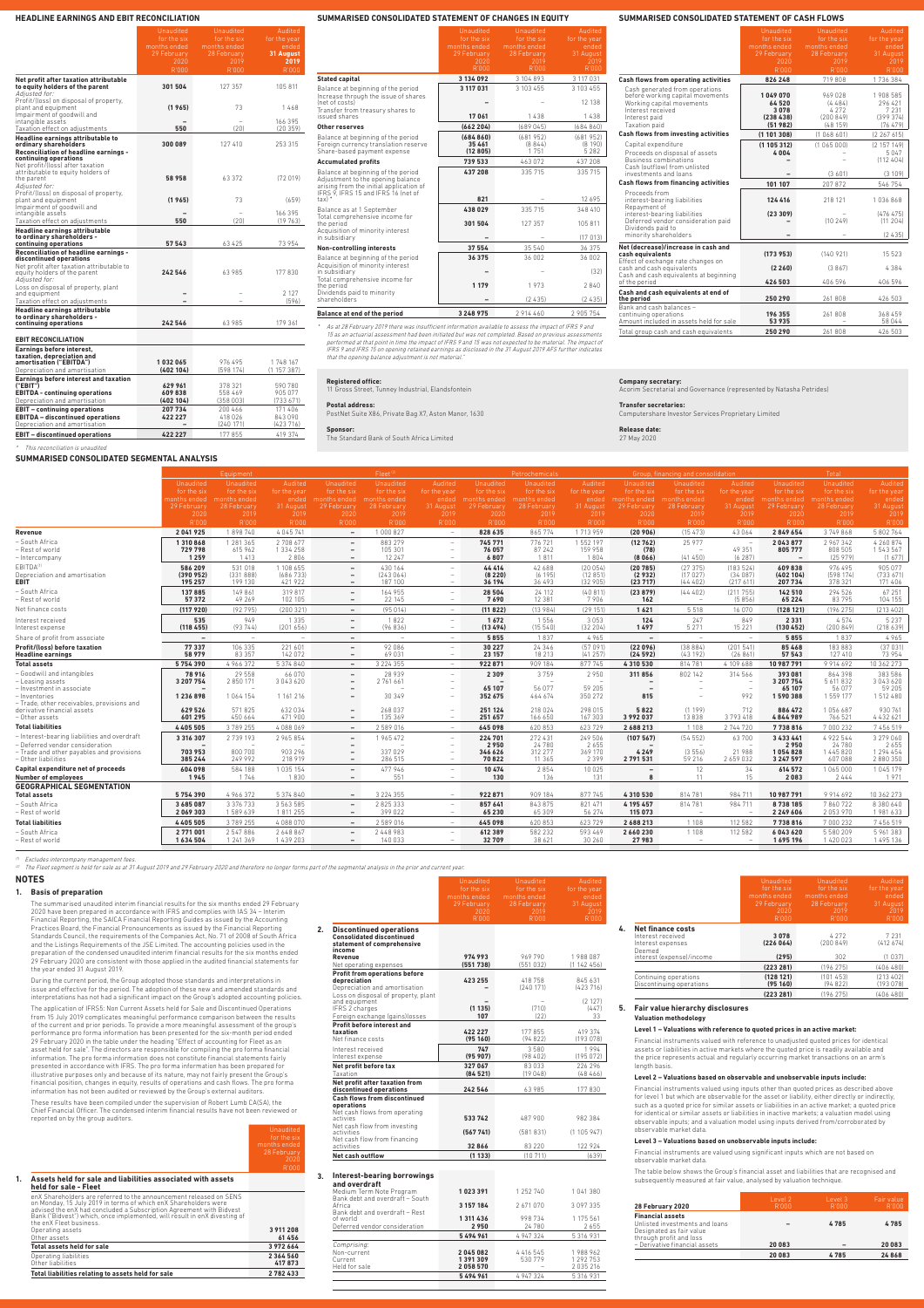## HEADLINE EARNINGS AND EBIT RECONCILIATION

| | Unaudited for the six months ended 29 February 2020 R'000 | Unaudited for the six months ended 28 February 2019 R'000 | Audited for the year ended 31 August 2019 R'000 |
|---|---|---|---|
| **Net profit after taxation attributable to equity holders of the parent** | **301 504** | 127 357 | 105 811 |
| *Adjusted for:* | | | |
| Profit/(loss) on disposal of property, plant and equipment | **(1 965)** | 73 | 1 468 |
| Impairment of goodwill and intangible assets | **–** | – | 166 395 |
| Taxation effect on adjustments | **550** | (20) | (20 359) |
| **Headline earnings attributable to ordinary shareholders** | **300 089** | 127 410 | 253 315 |
| **Reconciliation of headline earnings – continuing operations** | | | |
| Net profit/(loss) after taxation attributable to equity holders of the parent | **58 958** | 63 372 | (72 019) |
| *Adjusted for:* | | | |
| Profit/(loss) on disposal of property, plant and equipment | **(1 965)** | 73 | (659) |
| Impairment of goodwill and intangible assets | **–** | – | 166 395 |
| Taxation effect on adjustments | **550** | (20) | (19 763) |
| **Headline earnings attributable to ordinary shareholders – continuing operations** | **57 543** | 63 425 | 73 954 |
| **Reconciliation of headline earnings – discontinued operations** | | | |
| Net profit after taxation attributable to equity holders of the parent | **242 546** | 63 985 | 177 830 |
| *Adjusted for:* | | | |
| Loss on disposal of property, plant and equipment | **–** | – | 2 127 |
| Taxation effect on adjustments | **–** | – | (596) |
| **Headline earnings attributable to ordinary shareholders – continuing operations** | **242 546** | 63 985 | 179 361 |
| **EBIT RECONCILIATION** | | | |
| **Earnings before interest, taxation, depreciation and amortisation ("EBITDA")** | **1 032 065** | 976 495 | 1 748 167 |
| Depreciation and amortisation | **(402 104)** | (598 174) | (1 157 387) |
| **Earnings before interest and taxation ("EBIT")** | **629 961** | 378 321 | 590 780 |
| **EBITDA – continuing operations** | **609 838** | 558 469 | 905 077 |
| Depreciation and amortisation | **(402 104)** | (358 003) | (733 671) |
| **EBIT – continuing operations** | **207 734** | 200 466 | 171 406 |
| **EBITDA – discontinued operations** | **422 227** | 418 026 | 843 090 |
| Depreciation and amortisation | **–** | (240 171) | (423 716) |
| **EBIT – discontinued operations** | **422 227** | 177 855 | 419 374 |

\* This reconciliation is unaudited

## SUMMARISED CONSOLIDATED STATEMENT OF CHANGES IN EQUITY

| | Unaudited for the six months ended 29 February 2020 R'000 | Unaudited for the six months ended 28 February 2019 R'000 | Audited for the year ended 31 August 2019 R'000 |
|---|---|---|---|
| **Stated capital** | **3 134 092** | 3 104 893 | 3 117 031 |
| Balance at beginning of the period | **3 117 031** | 3 103 455 | 3 103 455 |
| Increase through the issue of shares (net of costs) | **–** | – | 12 138 |
| Transfer from treasury shares to issued shares | **17 061** | 1 438 | 1 438 |
| **Other reserves** | **(662 204)** | (689 045) | (684 860) |
| Balance at beginning of the period | **(684 860)** | (681 952) | (681 952) |
| Foreign currency translation reserve | **35 461** | (8 844) | (8 190) |
| Share-based payment expense | **(12 805)** | 1 751 | 5 282 |
| **Accumulated profits** | **739 533** | 463 072 | 437 208 |
| Balance at beginning of the period | **437 208** | 335 715 | 335 715 |
| Adjustment to the opening balance arising from the initial application of IFRS 9, IFRS 15 and IFRS 16 (net of tax) * | **821** | – | 12 695 |
| Balance as at 1 September | **438 029** | 335 715 | 348 410 |
| Total comprehensive income for the period | **301 504** | 127 357 | 105 811 |
| Acquisition of minority interest in subsidiary | **–** | – | (17 013) |
| **Non-controlling interests** | **37 554** | 35 540 | 36 375 |
| Balance at beginning of the period | **36 375** | 36 002 | 36 002 |
| Acquisition of minority interest in subsidiary | **–** | – | (32) |
| Total comprehensive income for the period | **1 179** | 1 973 | 2 840 |
| Dividends paid to minority shareholders | **–** | (2 435) | (2 435) |
| **Balance at end of the period** | **3 248 975** | 2 914 460 | 2 905 754 |

\* As at 28 February 2019 there was insufficient information available to assess the impact of IFRS 9 and 15 as an actuarial assessment had been initiated but was not completed. Based on previous assessments performed at that point in time the impact of IFRS 9 and 15 was not expected to be material. The impact of IFRS 9 and IFRS 15 on opening retained earnings as disclosed in the 31 August 2019 AFS further indicates that the opening balance adjustment is not material.

**Registered office:**
11 Gross Street, Tunney Industrial, Elandsfontein

**Postal address:**
PostNet Suite X86, Private Bag X7, Aston Manor, 1630

**Sponsor:**
The Standard Bank of South Africa Limited

## SUMMARISED CONSOLIDATED STATEMENT OF CASH FLOWS

| | Unaudited for the six months ended 29 February 2020 R'000 | Unaudited for the six months ended 28 February 2019 R'000 | Audited for the year ended 31 August 2019 R'000 |
|---|---|---|---|
| **Cash flows from operating activities** | **826 248** | 719 808 | 1 736 384 |
| Cash generated from operations before working capital movements | **1 049 070** | 969 028 | 1 908 585 |
| Working capital movements | **64 520** | (4 484) | 296 421 |
| Interest received | **3 078** | 4 272 | 7 231 |
| Interest paid | **(238 438)** | (200 849) | (399 374) |
| Taxation paid | **(51 982)** | (48 159) | (76 479) |
| **Cash flows from investing activities** | **(1 101 308)** | (1 068 601) | (2 267 615) |
| Capital expenditure | **(1 105 312)** | (1 065 000) | (2 157 149) |
| Proceeds on disposal of assets | **4 004** | – | 5 047 |
| Business combinations | **–** | – | (112 404) |
| Cash (outflow) from unlisted investments and loans | **–** | (3 601) | (3 109) |
| **Cash flows from financing activities** | **101 107** | 207 872 | 546 754 |
| Proceeds from interest-bearing liabilities | **124 416** | 218 121 | 1 036 868 |
| Repayment of interest-bearing liabilities | **(23 309)** | – | (476 475) |
| Deferred vendor consideration paid | **–** | (10 249) | (11 204) |
| Dividends paid to minority shareholders | **–** | – | (2 435) |
| **Net (decrease)/increase in cash and cash equivalents** | **(173 953)** | (140 921) | 15 523 |
| Effect of exchange rate changes on cash and cash equivalents | **(2 260)** | (3 867) | 4 384 |
| Cash and cash equivalents at beginning of the period | **426 503** | 406 596 | 406 596 |
| **Cash and cash equivalents at end of the period** | **250 290** | 261 808 | 426 503 |
| Bank and cash balances – continuing operations | **196 355** | 261 808 | 368 459 |
| Amount included in assets held for sale | **53 935** | – | 58 044 |
| Total group cash and cash equivalents | **250 290** | 261 808 | 426 503 |

**Company secretary:**
Acorim Secretarial and Governance (represented by Natasha Petrides)

**Transfer secretaries:**
Computershare Investor Services Proprietary Limited

**Release date:**
27 May 2020

## SUMMARISED CONSOLIDATED SEGMENTAL ANALYSIS

| | Equipment | | | Fleet [2] | | | Petrochemicals | | | Group, financing and consolidation | | | Total | | |
|---|---|---|---|---|---|---|---|---|---|---|---|---|---|---|---|
| | Unaudited for the six months ended 29 February 2020 R'000 | Unaudited for the six months ended 28 February 2019 R'000 | Audited for the year ended 31 August 2019 R'000 | Unaudited for the six months ended 29 February 2020 R'000 | Unaudited for the six months ended 28 February 2019 R'000 | Audited for the year ended 31 August 2019 R'000 | Unaudited for the six months ended 29 February 2020 R'000 | Unaudited for the six months ended 28 February 2019 R'000 | Audited for the year ended 31 August 2019 R'000 | Unaudited for the six months ended 29 February 2020 R'000 | Unaudited for the six months ended 28 February 2019 R'000 | Audited for the year ended 31 August 2019 R'000 | Unaudited for the six months ended 29 February 2020 R'000 | Unaudited for the six months ended 28 February 2019 R'000 | Audited for the year ended 31 August 2019 R'000 |
| **Revenue** | **2 041 925** | 1 898 740 | 4 045 741 | **–** | 1 000 827 | – | **828 635** | 865 774 | 1 713 959 | **(20 906)** | (15 473) | 43 064 | **2 849 654** | 3 749 868 | 5 802 764 |
| – South Africa | **1 310 868** | 1 281 365 | 2 708 677 | **–** | 883 279 | – | **745 771** | 776 721 | 1 552 197 | **(12 762)** | 25 977 | – | **2 043 877** | 2 967 342 | 4 260 874 |
| – Rest of world | **729 798** | 615 962 | 1 334 258 | **–** | 105 301 | – | **76 057** | 87 242 | 159 958 | **(78)** | – | 49 351 | **805 777** | 808 505 | 1 543 567 |
| – Intercompany | **1 259** | 1 413 | 2 806 | **–** | 12 247 | – | **6 807** | 1 811 | 1 804 | **(8 066)** | (41 450) | (6 287) | **–** | (25 979) | (1 677) |
| EBITDA[1] | **586 209** | 531 018 | 1 108 655 | **–** | 430 164 | – | **44 414** | 42 688 | (20 054) | **(20 785)** | (27 375) | (183 524) | **609 838** | 976 495 | 905 077 |
| Depreciation and amortisation | **(390 952)** | (331 888) | (686 733) | **–** | (243 064) | – | **(8 220)** | (6 195) | (12 851) | **(2 932)** | (17 027) | (34 087) | **(402 104)** | (598 174) | (733 671) |
| **EBIT** | **195 257** | 199 130 | 421 922 | **–** | 187 100 | – | **36 194** | 36 493 | (32 905) | **(23 717)** | (44 402) | (217 611) | **207 734** | 378 321 | 171 406 |
| – South Africa | **137 885** | 149 861 | 319 817 | **–** | 164 955 | – | **28 504** | 24 112 | (40 811) | **(23 879)** | (44 402) | (211 755) | **142 510** | 294 526 | 67 251 |
| – Rest of world | **57 372** | 49 269 | 102 105 | **–** | 22 145 | – | **7 690** | 12 381 | 7 906 | **162** | – | (5 856) | **65 224** | 83 795 | 104 155 |
| Net finance costs | **(117 920)** | (92 795) | (200 221) | **–** | (95 014) | – | **(11 822)** | (13 984) | (29 151) | **1 621** | 5 518 | 16 070 | **(128 121)** | (196 275) | (213 402) |
| Interest received | **535** | 949 | 1 335 | **–** | 1 822 | – | **1 672** | 1 556 | 3 053 | **124** | 247 | 849 | **2 331** | 4 574 | 5 237 |
| Interest expense | **(118 455)** | (93 744) | (201 656) | **–** | (96 836) | – | **(13 494)** | (15 540) | (32 204) | **1 497** | 5 271 | 15 221 | **(130 452)** | (200 849) | (218 639) |
| Share of profit from associate | **–** | – | – | **–** | – | – | **5 855** | 1 837 | 4 965 | **–** | – | – | **5 855** | 1 837 | 4 965 |
| **Profit/(loss) before taxation** | **77 337** | 106 335 | 221 601 | **–** | 92 086 | – | **30 227** | 24 346 | (57 091) | **(22 096)** | (38 884) | (201 541) | **85 468** | 183 883 | (37 031) |
| **Headline earnings** | **58 979** | 83 357 | 142 072 | **–** | 69 031 | – | **23 157** | 18 213 | (41 257) | **(24 592)** | (43 192) | (26 861) | **57 543** | 127 410 | 73 954 |
| **Total assets** | **5 754 390** | 4 966 372 | 5 374 840 | **–** | 3 224 355 | – | **922 871** | 909 184 | 877 745 | **4 310 530** | 814 781 | 4 109 688 | **10 987 791** | 9 914 692 | 10 362 273 |
| – Goodwill and intangibles | **78 916** | 29 558 | 66 070 | **–** | 28 939 | – | **2 309** | 3 759 | 2 950 | **311 856** | 802 142 | 314 566 | **393 081** | 864 398 | 383 586 |
| – Leasing assets | **3 207 754** | 2 850 171 | 3 043 620 | **–** | 2 761 661 | – | **–** | – | – | **–** | – | – | **3 207 754** | 5 611 832 | 3 043 620 |
| – Investment in associate | **–** | – | – | **–** | – | – | **65 107** | 56 077 | 59 205 | **–** | – | – | **65 107** | 56 077 | 59 205 |
| – Inventories | **1 236 898** | 1 064 154 | 1 161 216 | **–** | 30 349 | – | **352 675** | 464 674 | 350 272 | **815** | – | 992 | **1 590 388** | 1 559 177 | 1 512 480 |
| – Trade, other receivables, provisions and derivative financial assets | **629 526** | 571 825 | 632 034 | **–** | 268 037 | – | **251 124** | 218 024 | 298 015 | **5 822** | (1 199) | 712 | **886 472** | 1 056 687 | 930 761 |
| – Other assets | **601 295** | 450 664 | 471 900 | **–** | 135 369 | – | **251 657** | 166 650 | 167 303 | **3 992 037** | 13 838 | 3 793 418 | **4 844 989** | 766 521 | 4 432 621 |
| **Total liabilities** | **4 405 505** | 3 789 255 | 4 088 069 | **–** | 2 589 016 | – | **645 098** | 620 853 | 623 729 | **2 688 213** | 1 108 | 2 744 720 | **7 738 816** | 7 000 232 | 7 456 519 |
| – Interest-bearing liabilities and overdraft | **3 316 307** | 2 739 193 | 2 965 854 | **–** | 1 965 472 | – | **224 701** | 272 431 | 249 506 | **(107 567)** | (54 552) | 63 700 | **3 433 441** | 4 922 544 | 3 279 060 |
| – Deferred vendor consideration | **–** | – | – | **–** | – | – | **2 950** | 24 780 | 2 655 | **–** | – | – | **2 950** | 24 780 | 2 655 |
| – Trade and other payables and provisions | **703 953** | 800 700 | 903 296 | **–** | 337 029 | – | **344 626** | 312 277 | 369 170 | **4 249** | (3 556) | 21 988 | **1 054 828** | 1 445 820 | 1 294 454 |
| – Other liabilities | **385 244** | 249 992 | 218 919 | **–** | 286 515 | – | **70 822** | 11 365 | 2 399 | **2 791 531** | 59 216 | 2 659 032 | **3 247 597** | 607 088 | 2 880 350 |
| **Capital expenditure net of proceeds** | **604 098** | 584 188 | 1 035 154 | **–** | 477 946 | – | **10 474** | 2 854 | 10 025 | **–** | 12 | 34 | **614 572** | 1 065 000 | 1 045 179 |
| **Number of employees** | **1 945** | 1 746 | 1 830 | **–** | 551 | – | **130** | 136 | 131 | **8** | 11 | 15 | **2 083** | 2 444 | 1 971 |
| **GEOGRAPHICAL SEGMENTATION** | | | | | | | | | | | | | | | |
| **Total assets** | **5 754 390** | 4 966 372 | 5 374 840 | **–** | 3 224 355 | – | **922 871** | 909 184 | 877 745 | **4 310 530** | 814 781 | 984 711 | **10 987 791** | 9 914 692 | 10 362 273 |
| – South Africa | **3 685 087** | 3 376 733 | 3 563 585 | **–** | 2 825 333 | – | **857 641** | 843 875 | 821 471 | **4 195 457** | 814 781 | 984 711 | **8 738 185** | 7 860 722 | 8 380 640 |
| – Rest of world | **2 069 303** | 1 589 639 | 1 811 255 | **–** | 399 022 | – | **65 230** | 65 309 | 56 274 | **115 073** | – | – | **2 249 606** | 2 053 970 | 1 981 633 |
| **Total liabilities** | **4 405 505** | 3 789 255 | 4 088 070 | **–** | 2 589 016 | – | **645 098** | 620 853 | 623 729 | **2 688 213** | 1 108 | 112 582 | **7 738 816** | 7 000 232 | 7 456 519 |
| – South Africa | **2 771 001** | 2 547 886 | 2 648 867 | **–** | 2 448 983 | – | **612 389** | 582 232 | 593 469 | **2 660 230** | 1 108 | 112 582 | **6 043 620** | 5 580 209 | 5 961 383 |
| – Rest of world | **1 634 504** | 1 241 369 | 1 439 203 | **–** | 140 033 | – | **32 709** | 38 621 | 30 260 | **27 983** | – | – | **1 695 196** | 1 420 023 | 1 495 136 |

[1] Excludes intercompany management fees.
[2] The Fleet segment is held for sale as at 31 August 2019 and 29 February 2020 and therefore no longer forms part of the segmental analysis in the prior and current year.

## NOTES

### 1. Basis of preparation

The summarised unaudited interim financial results for the six months ended 29 February 2020 have been prepared in accordance with IFRS and complies with IAS 34 – Interim Financial Reporting, the SAICA Financial Reporting Guides as issued by the Accounting Practices Board, the Financial Pronouncements as issued by the Financial Reporting Standards Council, the requirements of the Companies Act, No. 71 of 2008 of South Africa and the Listings Requirements of the JSE Limited. The accounting policies used in the preparation of the condensed unaudited interim financial results for the six months ended 29 February 2020 are consistent with those applied in the audited financial statements for the year ended 31 August 2019.

During the current period, the Group adopted those standards and interpretations in issue and effective for the period. The adoption of these new and amended standards and interpretations has not had a significant impact on the Group's adopted accounting policies.

The application of IFRS5: Non Current Assets held for Sale and Discontinued Operations from 15 July 2019 complicates meaningful performance comparison between the results of the current and prior periods. To provide a more meaningful assessment of the group's performance pro forma information has been presented for the six-month period ended 29 February 2020 in the table under the heading "Effect of accounting for Fleet as an asset held for sale". The directors are responsible for compiling the pro forma financial information. The pro forma information does not constitute financial statements fairly presented in accordance with IFRS. The pro forma information has been prepared for illustrative purposes only and because of its nature, may not fairly present the Group's financial position, changes in equity, results of operations and cash flows. The pro forma information has not been audited or reviewed by the Group's external auditors.

These results have been compiled under the supervision of Robert Lumb CA(SA), the Chief Financial Officer. The condensed interim financial results have not been reviewed or reported on by the group auditors.

| | Unaudited for the six months ended 29 February 2020 R'000 |
|---|---|
| **1. Assets held for sale and liabilities associated with assets held for sale – Fleet** | |
| enX Shareholders are referred to the announcement released on SENS on Monday, 15 July 2019 in terms of which enX Shareholders were advised the enX had concluded a Subscription Agreement with Bidvest Bank ("Bidvest") which, once implemented, will result in enX divesting of the enX Fleet business. | |
| Operating assets | 3 911 208 |
| Other assets | 61 456 |
| **Total assets held for sale** | **3 972 664** |
| Operating liabilities | 2 364 560 |
| Other liabilities | 417 873 |
| **Total liabilities relating to assets held for sale** | **2 782 433** |

| | Unaudited for the six months ended 29 February 2020 R'000 | Unaudited for the six months ended 28 February 2019 R'000 | Audited for the year ended 31 August 2019 R'000 |
|---|---|---|---|
| **2. Discontinued operations** | | | |
| **Consolidated discontinued statement of comprehensive income** | | | |
| **Revenue** | **974 993** | 969 790 | 1 988 087 |
| Net operating expenses | **(551 738)** | (551 032) | (1 142 456) |
| **Profit from operations before depreciation** | **423 255** | 418 758 | 845 631 |
| Depreciation and amortisation | **–** | (240 171) | (423 716) |
| Loss on disposal of property, plant and equipment | **–** | – | (2 127) |
| IFRS 2 charges | **(1 135)** | (710) | (447) |
| Foreign exchange (gains)/losses | **107** | (22) | 33 |
| **Profit before interest and taxation** | **422 227** | 177 855 | 419 374 |
| Net finance costs | **(95 160)** | (94 822) | (193 078) |
| Interest received | **747** | 3 580 | 1 994 |
| Interest expense | **(95 907)** | (98 402) | (195 072) |
| **Net profit before tax** | **327 067** | 83 033 | 226 296 |
| Taxation | **(84 521)** | (19 048) | (48 466) |
| **Net profit after taxation from discontinued operations** | **242 546** | 63 985 | 177 830 |
| **Cash flows from discontinued operations** | | | |
| Net cash flows from operating activities | **533 742** | 487 900 | 982 384 |
| Net cash flow from investing activities | **(567 741)** | (581 831) | (1 105 947) |
| Net cash flow from financing activities | **32 866** | 83 220 | 122 924 |
| **Net cash outflow** | **(1 133)** | (10 711) | (639) |
| **3. Interest-bearing borrowings and overdraft** | | | |
| Medium Term Note Program | **1 023 391** | 1 252 740 | 1 041 380 |
| Bank debt and overdraft – South Africa | **3 157 184** | 2 671 070 | 3 097 335 |
| Bank debt and overdraft – Rest of world | **1 311 436** | 998 734 | 1 175 561 |
| Deferred vendor consideration | **2 950** | 24 780 | 2 655 |
| | **5 494 961** | 4 947 324 | 5 316 931 |
| *Comprising:* | | | |
| Non-current | **2 045 082** | 4 416 545 | 1 988 962 |
| Current | **1 391 309** | 530 779 | 1 292 753 |
| Held for sale | **2 058 570** | – | 2 035 216 |
| | **5 494 961** | 4 947 324 | 5 316 931 |

| | Unaudited for the six months ended 29 February 2020 R'000 | Unaudited for the six months ended 28 February 2019 R'000 | Audited for the year ended 31 August 2019 R'000 |
|---|---|---|---|
| **4. Net finance costs** | | | |
| Interest received | **3 078** | 4 272 | 7 231 |
| Interest expenses | **(226 064)** | (200 849) | (412 674) |
| Deemed interest (expense)/income | **(295)** | 302 | (1 037) |
| | **(223 281)** | (196 275) | (406 480) |
| Continuing operations | **(128 121)** | (101 453) | (213 402) |
| Discontinuing operations | **(95 160)** | (94 822) | (193 078) |
| | **(223 281)** | (196 275) | (406 480) |

### 5. Fair value hierarchy disclosures

**Valuation methodology**

**Level 1 – Valuations with reference to quoted prices in an active market:**

Financial instruments valued with reference to unadjusted quoted prices for identical assets or liabilities in active markets where the quoted price is readily available and the price represents actual and regularly occurring market transactions on an arm's length basis.

**Level 2 – Valuations based on observable and unobservable inputs include:**

Financial instruments valued using inputs other than quoted prices as described above for level 1 but which are observable for the asset or liability, either directly or indirectly, such as a quoted price for similar assets or liabilities in an active market; a quoted price for identical or similar assets or liabilities in inactive markets; a valuation model using observable inputs; and a valuation model using inputs derived from/corroborated by observable market data.

**Level 3 – Valuations based on unobservable inputs include:**

Financial instruments are valued using significant inputs which are not based on observable market data.

The table below shows the Group's financial asset and liabilities that are recognised and subsequently measured at fair value, analysed by valuation technique.

| 28 February 2020 | Level 2 R'000 | Level 3 R'000 | Fair value R'000 |
|---|---|---|---|
| **Financial assets** | | | |
| Unlisted investments and loans | **–** | **4 785** | **4 785** |
| Designated at fair value through profit and loss | | | |
| – Derivative financial assets | **20 083** | **–** | **20 083** |
| | **20 083** | **4 785** | **24 868** |